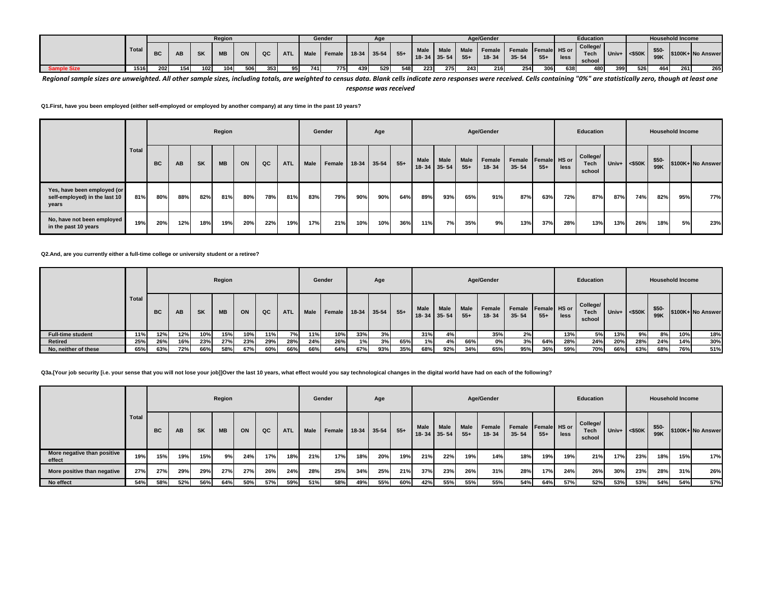| | Total | Region | | | | | | | Gender | | Age | | | Age/Gender | | | | | | Education | | | Household Income | | | |
|---|---|---|---|---|---|---|---|---|---|---|---|---|---|---|---|---|---|---|---|---|---|---|---|---|---|---|
| | | BC | AB | SK | MB | ON | QC | ATL | Male | Female | 18-34 | 35-54 | 55+ | Male 18- 34 | Male 35- 54 | Male 55+ | Female 18- 34 | Female 35- 54 | Female 55+ | HS or less | College/ Tech school | Univ+ | <$50K | $50-99K | $100K+ | No Answer |
| Sample Size | 1516 | 202 | 154 | 102 | 104 | 506 | 353 | 95 | 741 | 775 | 439 | 529 | 548 | 223 | 275 | 243 | 216 | 254 | 306 | 638 | 480 | 399 | 526 | 464 | 261 | 265 |

*Regional sample sizes are unweighted. All other sample sizes, including totals, are weighted to census data. Blank cells indicate zero responses were received. Cells containing "0%" are statistically zero, though at least one response was received*

**Q1.First, have you been employed (either self-employed or employed by another company) at any time in the past 10 years?**

| | Total | Region | | | | | | | Gender | | Age | | | Age/Gender | | | | | | Education | | | Household Income | | | |
|---|---|---|---|---|---|---|---|---|---|---|---|---|---|---|---|---|---|---|---|---|---|---|---|---|---|---|
| | | BC | AB | SK | MB | ON | QC | ATL | Male | Female | 18-34 | 35-54 | 55+ | Male 18- 34 | Male 35- 54 | Male 55+ | Female 18- 34 | Female 35- 54 | Female 55+ | HS or less | College/ Tech school | Univ+ | <$50K | $50-99K | $100K+ | No Answer |
| Yes, have been employed (or self-employed) in the last 10 years | 81% | 80% | 88% | 82% | 81% | 80% | 78% | 81% | 83% | 79% | 90% | 90% | 64% | 89% | 93% | 65% | 91% | 87% | 63% | 72% | 87% | 87% | 74% | 82% | 95% | 77% |
| No, have not been employed in the past 10 years | 19% | 20% | 12% | 18% | 19% | 20% | 22% | 19% | 17% | 21% | 10% | 10% | 36% | 11% | 7% | 35% | 9% | 13% | 37% | 28% | 13% | 13% | 26% | 18% | 5% | 23% |

**Q2.And, are you currently either a full-time college or university student or a retiree?**

| | Total | Region | | | | | | | Gender | | Age | | | Age/Gender | | | | | | Education | | | Household Income | | | |
|---|---|---|---|---|---|---|---|---|---|---|---|---|---|---|---|---|---|---|---|---|---|---|---|---|---|---|
| | | BC | AB | SK | MB | ON | QC | ATL | Male | Female | 18-34 | 35-54 | 55+ | Male 18- 34 | Male 35- 54 | Male 55+ | Female 18- 34 | Female 35- 54 | Female 55+ | HS or less | College/ Tech school | Univ+ | <$50K | $50-99K | $100K+ | No Answer |
| Full-time student | 11% | 12% | 12% | 10% | 15% | 10% | 11% | 7% | 11% | 10% | 33% | 3% | | 31% | 4% | | 35% | 2% | | 13% | 5% | 13% | 9% | 8% | 10% | 18% |
| Retired | 25% | 26% | 16% | 23% | 27% | 23% | 29% | 28% | 24% | 26% | 1% | 3% | 65% | 1% | 4% | 66% | 0% | 3% | 64% | 28% | 24% | 20% | 28% | 24% | 14% | 30% |
| No, neither of these | 65% | 63% | 72% | 66% | 58% | 67% | 60% | 66% | 66% | 64% | 67% | 93% | 35% | 68% | 92% | 34% | 65% | 95% | 36% | 59% | 70% | 66% | 63% | 68% | 76% | 51% |

**Q3a.[Your job security [i.e. your sense that you will not lose your job]]Over the last 10 years, what effect would you say technological changes in the digital world have had on each of the following?**

| | Total | Region | | | | | | | Gender | | Age | | | Age/Gender | | | | | | Education | | | Household Income | | | |
|---|---|---|---|---|---|---|---|---|---|---|---|---|---|---|---|---|---|---|---|---|---|---|---|---|---|---|
| | | BC | AB | SK | MB | ON | QC | ATL | Male | Female | 18-34 | 35-54 | 55+ | Male 18- 34 | Male 35- 54 | Male 55+ | Female 18- 34 | Female 35- 54 | Female 55+ | HS or less | College/ Tech school | Univ+ | <$50K | $50-99K | $100K+ | No Answer |
| More negative than positive effect | 19% | 15% | 19% | 15% | 9% | 24% | 17% | 18% | 21% | 17% | 18% | 20% | 19% | 21% | 22% | 19% | 14% | 18% | 19% | 19% | 21% | 17% | 23% | 18% | 15% | 17% |
| More positive than negative | 27% | 27% | 29% | 29% | 27% | 27% | 26% | 24% | 28% | 25% | 34% | 25% | 21% | 37% | 23% | 26% | 31% | 28% | 17% | 24% | 26% | 30% | 23% | 28% | 31% | 26% |
| No effect | 54% | 58% | 52% | 56% | 64% | 50% | 57% | 59% | 51% | 58% | 49% | 55% | 60% | 42% | 55% | 55% | 55% | 54% | 64% | 57% | 52% | 53% | 53% | 54% | 54% | 57% |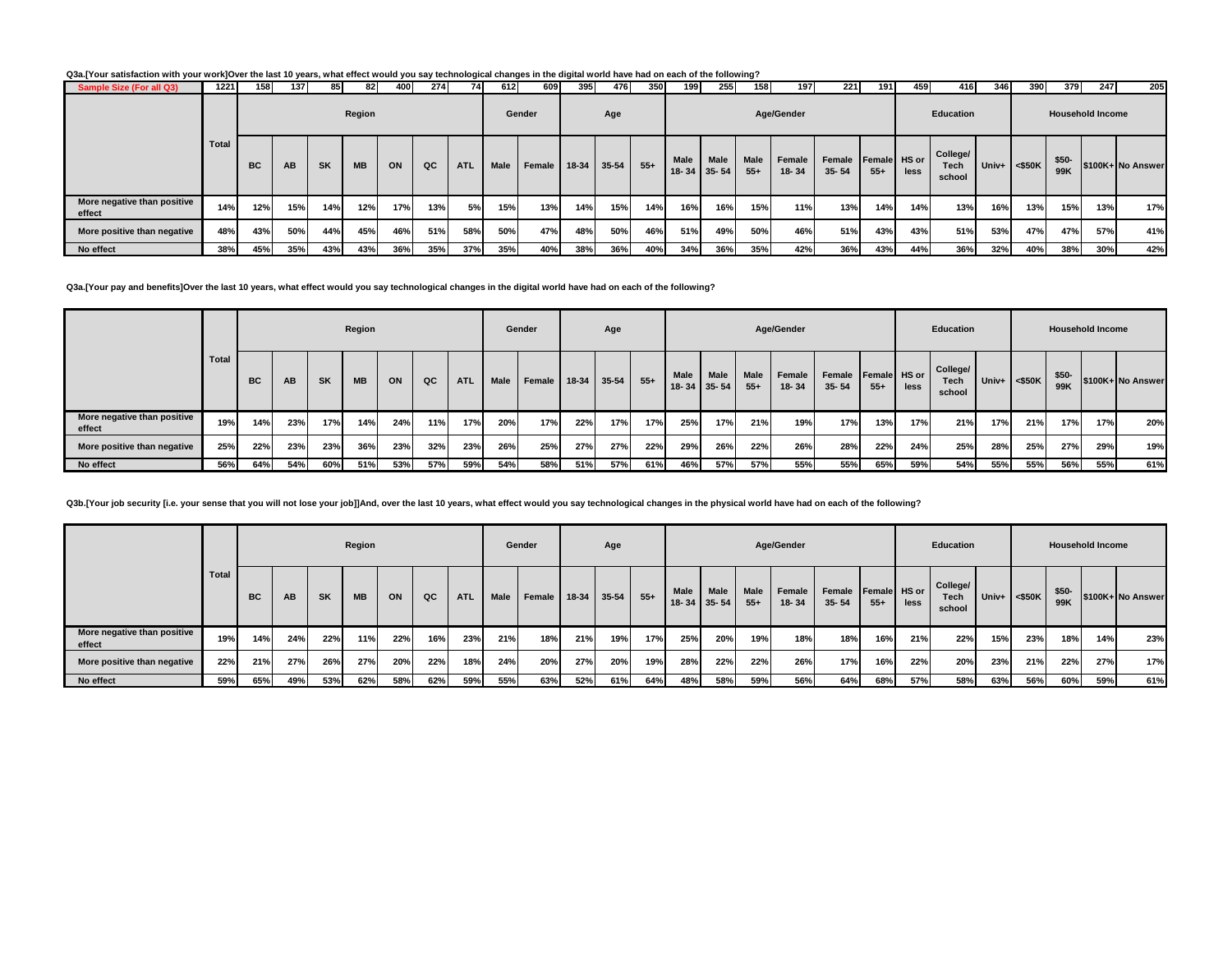**Q3a.[Your satisfaction with your work]Over the last 10 years, what effect would you say technological changes in the digital world have had on each of the following?**

| Sample Size (For all Q3) | 1221 | 158 | 137 | 85 | 82 | 400 | 274 | 74 | 612 | 609 | 395 | 476 | 350 | 199 | 255 | 158 | 197 | 221 | 191 | 459 | 416 | 346 | 390 | 379 | 247 | 205 |
|---|---|---|---|---|---|---|---|---|---|---|---|---|---|---|---|---|---|---|---|---|---|---|---|---|---|---|
| | Total | Region | | | | | | | Gender | | Age | | | Age/Gender | | | | | | Education | | | Household Income | | | |
| | | BC | AB | SK | MB | ON | QC | ATL | Male | Female | 18-34 | 35-54 | 55+ | Male 18-34 | Male 35-54 | Male 55+ | Female 18-34 | Female 35-54 | Female 55+ | HS or less | College/ Tech school | Univ+ | <$50K | $50-99K | $100K+ | No Answer |
| More negative than positive effect | 14% | 12% | 15% | 14% | 12% | 17% | 13% | 5% | 15% | 13% | 14% | 15% | 14% | 16% | 16% | 15% | 11% | 13% | 14% | 14% | 13% | 16% | 13% | 15% | 13% | 17% |
| More positive than negative | 48% | 43% | 50% | 44% | 45% | 46% | 51% | 58% | 50% | 47% | 48% | 50% | 46% | 51% | 49% | 50% | 46% | 51% | 43% | 43% | 51% | 53% | 47% | 47% | 57% | 41% |
| No effect | 38% | 45% | 35% | 43% | 43% | 36% | 35% | 37% | 35% | 40% | 38% | 36% | 40% | 34% | 36% | 35% | 42% | 36% | 43% | 44% | 36% | 32% | 40% | 38% | 30% | 42% |

**Q3a.[Your pay and benefits]Over the last 10 years, what effect would you say technological changes in the digital world have had on each of the following?**

| | Total | Region | | | | | | | Gender | | Age | | | Age/Gender | | | | | | Education | | | Household Income | | | |
|---|---|---|---|---|---|---|---|---|---|---|---|---|---|---|---|---|---|---|---|---|---|---|---|---|---|---|
| | | BC | AB | SK | MB | ON | QC | ATL | Male | Female | 18-34 | 35-54 | 55+ | Male 18-34 | Male 35-54 | Male 55+ | Female 18-34 | Female 35-54 | Female 55+ | HS or less | College/ Tech school | Univ+ | <$50K | $50-99K | $100K+ | No Answer |
| More negative than positive effect | 19% | 14% | 23% | 17% | 14% | 24% | 11% | 17% | 20% | 17% | 22% | 17% | 17% | 25% | 17% | 21% | 19% | 17% | 13% | 17% | 21% | 17% | 21% | 17% | 17% | 20% |
| More positive than negative | 25% | 22% | 23% | 23% | 36% | 23% | 32% | 23% | 26% | 25% | 27% | 27% | 22% | 29% | 26% | 22% | 26% | 28% | 22% | 24% | 25% | 28% | 25% | 27% | 29% | 19% |
| No effect | 56% | 64% | 54% | 60% | 51% | 53% | 57% | 59% | 54% | 58% | 51% | 57% | 61% | 46% | 57% | 57% | 55% | 55% | 65% | 59% | 54% | 55% | 55% | 56% | 55% | 61% |

**Q3b.[Your job security [i.e. your sense that you will not lose your job]]And, over the last 10 years, what effect would you say technological changes in the physical world have had on each of the following?**

| | Total | Region | | | | | | | Gender | | Age | | | Age/Gender | | | | | | Education | | | Household Income | | | |
|---|---|---|---|---|---|---|---|---|---|---|---|---|---|---|---|---|---|---|---|---|---|---|---|---|---|---|
| | | BC | AB | SK | MB | ON | QC | ATL | Male | Female | 18-34 | 35-54 | 55+ | Male 18-34 | Male 35-54 | Male 55+ | Female 18-34 | Female 35-54 | Female 55+ | HS or less | College/ Tech school | Univ+ | <$50K | $50-99K | $100K+ | No Answer |
| More negative than positive effect | 19% | 14% | 24% | 22% | 11% | 22% | 16% | 23% | 21% | 18% | 21% | 19% | 17% | 25% | 20% | 19% | 18% | 18% | 16% | 21% | 22% | 15% | 23% | 18% | 14% | 23% |
| More positive than negative | 22% | 21% | 27% | 26% | 27% | 20% | 22% | 18% | 24% | 20% | 27% | 20% | 19% | 28% | 22% | 22% | 26% | 17% | 16% | 22% | 20% | 23% | 21% | 22% | 27% | 17% |
| No effect | 59% | 65% | 49% | 53% | 62% | 58% | 62% | 59% | 55% | 63% | 52% | 61% | 64% | 48% | 58% | 59% | 56% | 64% | 68% | 57% | 58% | 63% | 56% | 60% | 59% | 61% |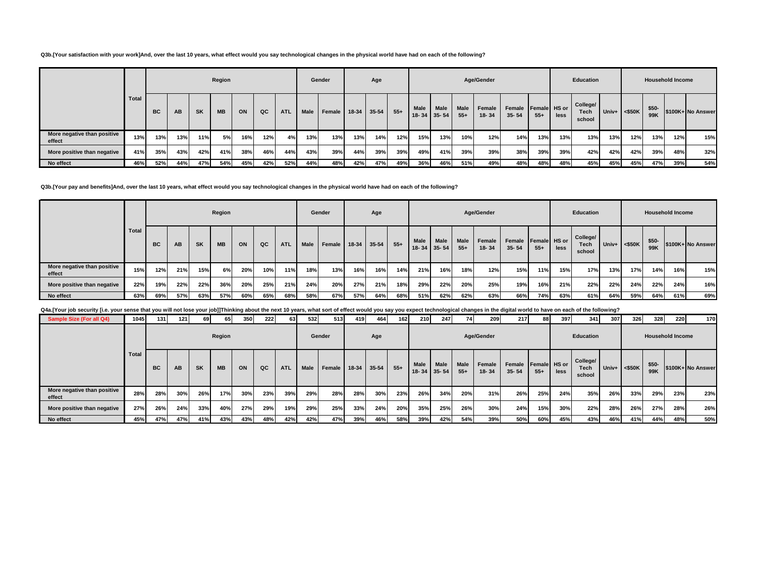Q3b.[Your satisfaction with your work]And, over the last 10 years, what effect would you say technological changes in the physical world have had on each of the following?

| | Total | Region | | | | | | | Gender | | Age | | | Age/Gender | | | | | | Education | | | Household Income | | | |
|---|---|---|---|---|---|---|---|---|---|---|---|---|---|---|---|---|---|---|---|---|---|---|---|---|---|---|
| | | BC | AB | SK | MB | ON | QC | ATL | Male | Female | 18-34 | 35-54 | 55+ | Male 18- 34 | Male 35- 54 | Male 55+ | Female 18- 34 | Female 35- 54 | Female 55+ | HS or less | College/ Tech school | Univ+ | <$50K | $50-99K | $100K+ | No Answer |
| More negative than positive effect | 13% | 13% | 13% | 11% | 5% | 16% | 12% | 4% | 13% | 13% | 13% | 14% | 12% | 15% | 13% | 10% | 12% | 14% | 13% | 13% | 13% | 13% | 12% | 13% | 12% | 15% |
| More positive than negative | 41% | 35% | 43% | 42% | 41% | 38% | 46% | 44% | 43% | 39% | 44% | 39% | 39% | 49% | 41% | 39% | 39% | 38% | 39% | 39% | 42% | 42% | 42% | 39% | 48% | 32% |
| No effect | 46% | 52% | 44% | 47% | 54% | 45% | 42% | 52% | 44% | 48% | 42% | 47% | 49% | 36% | 46% | 51% | 49% | 48% | 48% | 48% | 45% | 45% | 45% | 47% | 39% | 54% |

Q3b.[Your pay and benefits]And, over the last 10 years, what effect would you say technological changes in the physical world have had on each of the following?

| | Total | Region | | | | | | | Gender | | Age | | | Age/Gender | | | | | | Education | | | Household Income | | | |
|---|---|---|---|---|---|---|---|---|---|---|---|---|---|---|---|---|---|---|---|---|---|---|---|---|---|---|
| | | BC | AB | SK | MB | ON | QC | ATL | Male | Female | 18-34 | 35-54 | 55+ | Male 18- 34 | Male 35- 54 | Male 55+ | Female 18- 34 | Female 35- 54 | Female 55+ | HS or less | College/ Tech school | Univ+ | <$50K | $50-99K | $100K+ | No Answer |
| More negative than positive effect | 15% | 12% | 21% | 15% | 6% | 20% | 10% | 11% | 18% | 13% | 16% | 16% | 14% | 21% | 16% | 18% | 12% | 15% | 11% | 15% | 17% | 13% | 17% | 14% | 16% | 15% |
| More positive than negative | 22% | 19% | 22% | 22% | 36% | 20% | 25% | 21% | 24% | 20% | 27% | 21% | 18% | 29% | 22% | 20% | 25% | 19% | 16% | 21% | 22% | 22% | 24% | 22% | 24% | 16% |
| No effect | 63% | 69% | 57% | 63% | 57% | 60% | 65% | 68% | 58% | 67% | 57% | 64% | 68% | 51% | 62% | 62% | 63% | 66% | 74% | 63% | 61% | 64% | 59% | 64% | 61% | 69% |

Q4a.[Your job security [i.e. your sense that you will not lose your job]]Thinking about the next 10 years, what sort of effect would you say you expect technological changes in the digital world to have on each of the following?

| Sample Size (For all Q4) | 1045 | 131 | 121 | 69 | 65 | 350 | 222 | 63 | 532 | 513 | 419 | 464 | 162 | 210 | 247 | 74 | 209 | 217 | 88 | 397 | 341 | 307 | 326 | 328 | 220 | 170 |
|---|---|---|---|---|---|---|---|---|---|---|---|---|---|---|---|---|---|---|---|---|---|---|---|---|---|---|
| | Total | Region | | | | | | | Gender | | Age | | | Age/Gender | | | | | | Education | | | Household Income | | | |
| | | BC | AB | SK | MB | ON | QC | ATL | Male | Female | 18-34 | 35-54 | 55+ | Male 18- 34 | Male 35- 54 | Male 55+ | Female 18- 34 | Female 35- 54 | Female 55+ | HS or less | College/ Tech school | Univ+ | <$50K | $50-99K | $100K+ | No Answer |
| More negative than positive effect | 28% | 28% | 30% | 26% | 17% | 30% | 23% | 39% | 29% | 28% | 28% | 30% | 23% | 26% | 34% | 20% | 31% | 26% | 25% | 24% | 35% | 26% | 33% | 29% | 23% | 23% |
| More positive than negative | 27% | 26% | 24% | 33% | 40% | 27% | 29% | 19% | 29% | 25% | 33% | 24% | 20% | 35% | 25% | 26% | 30% | 24% | 15% | 30% | 22% | 28% | 26% | 27% | 28% | 26% |
| No effect | 45% | 47% | 47% | 41% | 43% | 43% | 48% | 42% | 42% | 47% | 39% | 46% | 58% | 39% | 42% | 54% | 39% | 50% | 60% | 45% | 43% | 46% | 41% | 44% | 48% | 50% |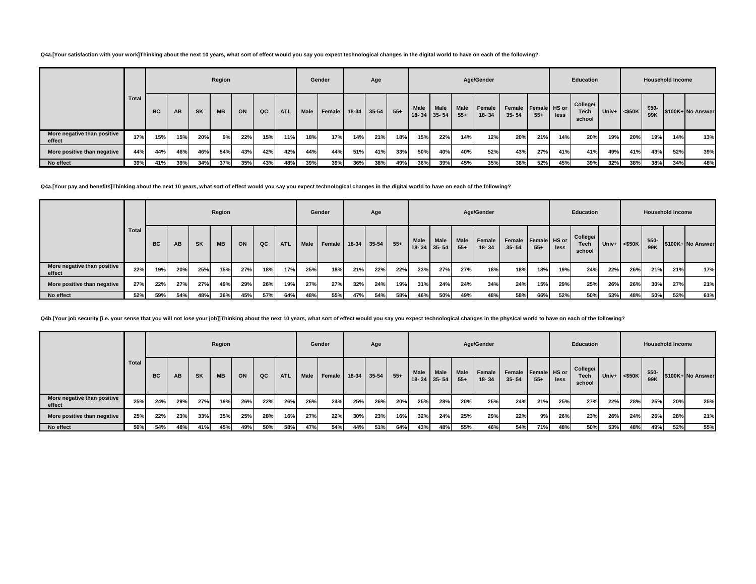Q4a.[Your satisfaction with your work]Thinking about the next 10 years, what sort of effect would you say you expect technological changes in the digital world to have on each of the following?

| | Total | Region | | | | | | | Gender | | Age | | | Age/Gender | | | | | | Education | | | Household Income | | | |
|---|---|---|---|---|---|---|---|---|---|---|---|---|---|---|---|---|---|---|---|---|---|---|---|---|---|---|
| | | BC | AB | SK | MB | ON | QC | ATL | Male | Female | 18-34 | 35-54 | 55+ | Male 18- 34 | Male 35- 54 | Male 55+ | Female 18- 34 | Female 35- 54 | Female 55+ | HS or less | College/ Tech school | Univ+ | <$50K | $50- 99K | $100K+ | No Answer |
| More negative than positive effect | 17% | 15% | 15% | 20% | 9% | 22% | 15% | 11% | 18% | 17% | 14% | 21% | 18% | 15% | 22% | 14% | 12% | 20% | 21% | 14% | 20% | 19% | 20% | 19% | 14% | 13% |
| More positive than negative | 44% | 44% | 46% | 46% | 54% | 43% | 42% | 42% | 44% | 44% | 51% | 41% | 33% | 50% | 40% | 40% | 52% | 43% | 27% | 41% | 41% | 49% | 41% | 43% | 52% | 39% |
| No effect | 39% | 41% | 39% | 34% | 37% | 35% | 43% | 48% | 39% | 39% | 36% | 38% | 49% | 36% | 39% | 45% | 35% | 38% | 52% | 45% | 39% | 32% | 38% | 38% | 34% | 48% |

Q4a.[Your pay and benefits]Thinking about the next 10 years, what sort of effect would you say you expect technological changes in the digital world to have on each of the following?

| | Total | Region | | | | | | | Gender | | Age | | | Age/Gender | | | | | | Education | | | Household Income | | | |
|---|---|---|---|---|---|---|---|---|---|---|---|---|---|---|---|---|---|---|---|---|---|---|---|---|---|---|
| | | BC | AB | SK | MB | ON | QC | ATL | Male | Female | 18-34 | 35-54 | 55+ | Male 18- 34 | Male 35- 54 | Male 55+ | Female 18- 34 | Female 35- 54 | Female 55+ | HS or less | College/ Tech school | Univ+ | <$50K | $50- 99K | $100K+ | No Answer |
| More negative than positive effect | 22% | 19% | 20% | 25% | 15% | 27% | 18% | 17% | 25% | 18% | 21% | 22% | 22% | 23% | 27% | 27% | 18% | 18% | 18% | 19% | 24% | 22% | 26% | 21% | 21% | 17% |
| More positive than negative | 27% | 22% | 27% | 27% | 49% | 29% | 26% | 19% | 27% | 27% | 32% | 24% | 19% | 31% | 24% | 24% | 34% | 24% | 15% | 29% | 25% | 26% | 26% | 30% | 27% | 21% |
| No effect | 52% | 59% | 54% | 48% | 36% | 45% | 57% | 64% | 48% | 55% | 47% | 54% | 58% | 46% | 50% | 49% | 48% | 58% | 66% | 52% | 50% | 53% | 48% | 50% | 52% | 61% |

Q4b.[Your job security [i.e. your sense that you will not lose your job]]Thinking about the next 10 years, what sort of effect would you say you expect technological changes in the physical world to have on each of the following?

| | Total | Region | | | | | | | Gender | | Age | | | Age/Gender | | | | | | Education | | | Household Income | | | |
|---|---|---|---|---|---|---|---|---|---|---|---|---|---|---|---|---|---|---|---|---|---|---|---|---|---|---|
| | | BC | AB | SK | MB | ON | QC | ATL | Male | Female | 18-34 | 35-54 | 55+ | Male 18- 34 | Male 35- 54 | Male 55+ | Female 18- 34 | Female 35- 54 | Female 55+ | HS or less | College/ Tech school | Univ+ | <$50K | $50- 99K | $100K+ | No Answer |
| More negative than positive effect | 25% | 24% | 29% | 27% | 19% | 26% | 22% | 26% | 26% | 24% | 25% | 26% | 20% | 25% | 28% | 20% | 25% | 24% | 21% | 25% | 27% | 22% | 28% | 25% | 20% | 25% |
| More positive than negative | 25% | 22% | 23% | 33% | 35% | 25% | 28% | 16% | 27% | 22% | 30% | 23% | 16% | 32% | 24% | 25% | 29% | 22% | 9% | 26% | 23% | 26% | 24% | 26% | 28% | 21% |
| No effect | 50% | 54% | 48% | 41% | 45% | 49% | 50% | 58% | 47% | 54% | 44% | 51% | 64% | 43% | 48% | 55% | 46% | 54% | 71% | 48% | 50% | 53% | 48% | 49% | 52% | 55% |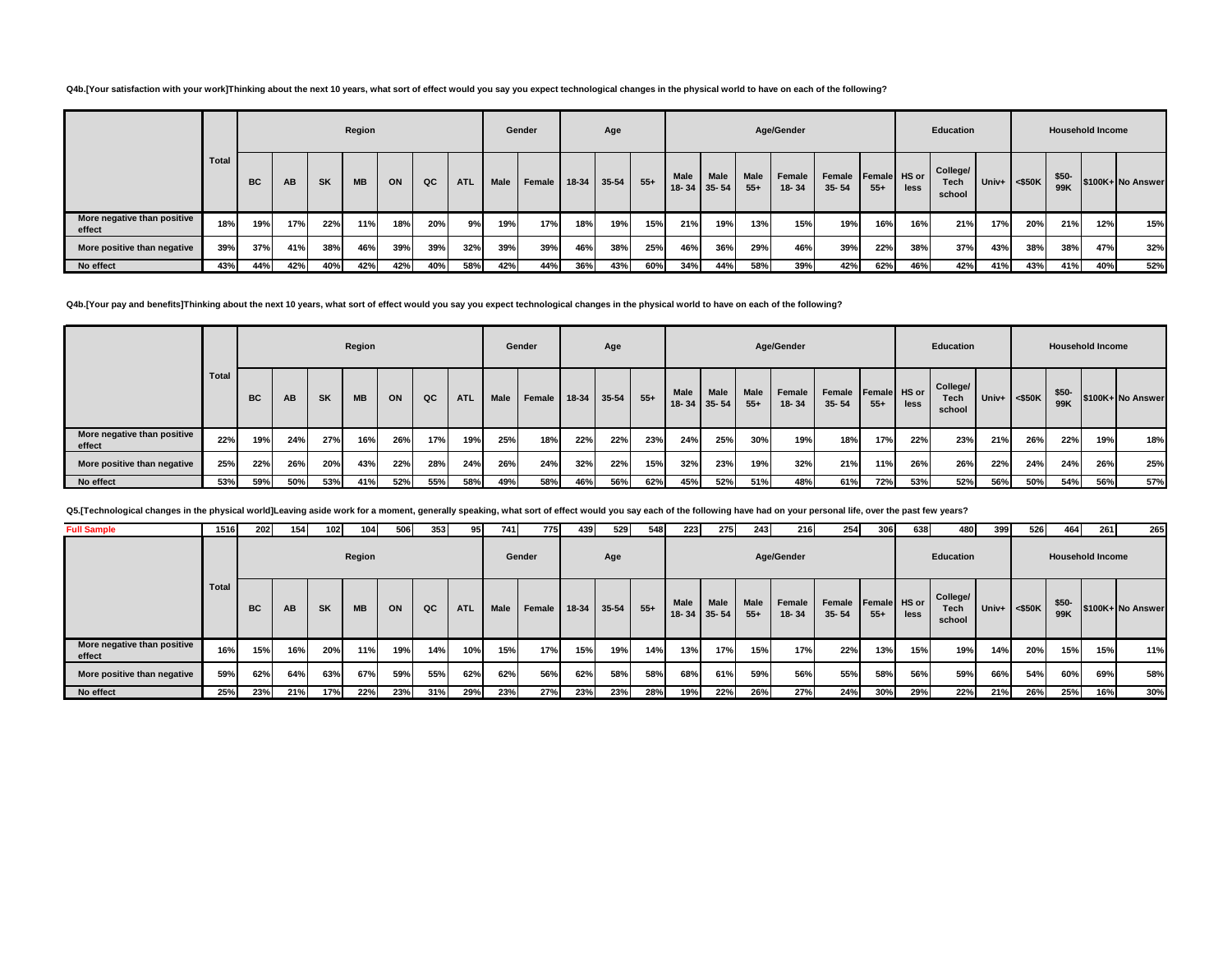Q4b.[Your satisfaction with your work]Thinking about the next 10 years, what sort of effect would you say you expect technological changes in the physical world to have on each of the following?

| | Total | Region | | | | | | | Gender | | Age | | | Age/Gender | | | | | | Education | | | Household Income | | | |
|---|---|---|---|---|---|---|---|---|---|---|---|---|---|---|---|---|---|---|---|---|---|---|---|---|---|---|
| | | BC | AB | SK | MB | ON | QC | ATL | Male | Female | 18-34 | 35-54 | 55+ | Male 18- 34 | Male 35- 54 | Male 55+ | Female 18- 34 | Female 35- 54 | Female 55+ | HS or less | College/ Tech school | Univ+ | <$50K | $50-99K | $100K+ | No Answer |
| More negative than positive effect | 18% | 19% | 17% | 22% | 11% | 18% | 20% | 9% | 19% | 17% | 18% | 19% | 15% | 21% | 19% | 13% | 15% | 19% | 16% | 16% | 21% | 17% | 20% | 21% | 12% | 15% |
| More positive than negative | 39% | 37% | 41% | 38% | 46% | 39% | 39% | 32% | 39% | 39% | 46% | 38% | 25% | 46% | 36% | 29% | 46% | 39% | 22% | 38% | 37% | 43% | 38% | 38% | 47% | 32% |
| No effect | 43% | 44% | 42% | 40% | 42% | 42% | 40% | 58% | 42% | 44% | 36% | 43% | 60% | 34% | 44% | 58% | 39% | 42% | 62% | 46% | 42% | 41% | 43% | 41% | 40% | 52% |

Q4b.[Your pay and benefits]Thinking about the next 10 years, what sort of effect would you say you expect technological changes in the physical world to have on each of the following?

| | Total | Region | | | | | | | Gender | | Age | | | Age/Gender | | | | | | Education | | | Household Income | | | |
|---|---|---|---|---|---|---|---|---|---|---|---|---|---|---|---|---|---|---|---|---|---|---|---|---|---|---|
| | | BC | AB | SK | MB | ON | QC | ATL | Male | Female | 18-34 | 35-54 | 55+ | Male 18- 34 | Male 35- 54 | Male 55+ | Female 18- 34 | Female 35- 54 | Female 55+ | HS or less | College/ Tech school | Univ+ | <$50K | $50-99K | $100K+ | No Answer |
| More negative than positive effect | 22% | 19% | 24% | 27% | 16% | 26% | 17% | 19% | 25% | 18% | 22% | 22% | 23% | 24% | 25% | 30% | 19% | 18% | 17% | 22% | 23% | 21% | 26% | 22% | 19% | 18% |
| More positive than negative | 25% | 22% | 26% | 20% | 43% | 22% | 28% | 24% | 26% | 24% | 32% | 22% | 15% | 32% | 23% | 19% | 32% | 21% | 11% | 26% | 26% | 22% | 24% | 24% | 26% | 25% |
| No effect | 53% | 59% | 50% | 53% | 41% | 52% | 55% | 58% | 49% | 58% | 46% | 56% | 62% | 45% | 52% | 51% | 48% | 61% | 72% | 53% | 52% | 56% | 50% | 54% | 56% | 57% |

Q5.[Technological changes in the physical world]Leaving aside work for a moment, generally speaking, what sort of effect would you say each of the following have had on your personal life, over the past few years?

| Full Sample | 1516 | 202 | 154 | 102 | 104 | 506 | 353 | 95 | 741 | 775 | 439 | 529 | 548 | 223 | 275 | 243 | 216 | 254 | 306 | 638 | 480 | 399 | 526 | 464 | 261 | 265 |
|---|---|---|---|---|---|---|---|---|---|---|---|---|---|---|---|---|---|---|---|---|---|---|---|---|---|---|
| | Total | Region | | | | | | | Gender | | Age | | | Age/Gender | | | | | | Education | | | Household Income | | | |
| | | BC | AB | SK | MB | ON | QC | ATL | Male | Female | 18-34 | 35-54 | 55+ | Male 18- 34 | Male 35- 54 | Male 55+ | Female 18- 34 | Female 35- 54 | Female 55+ | HS or less | College/ Tech school | Univ+ | <$50K | $50-99K | $100K+ | No Answer |
| More negative than positive effect | 16% | 15% | 16% | 20% | 11% | 19% | 14% | 10% | 15% | 17% | 15% | 19% | 14% | 13% | 17% | 15% | 17% | 22% | 13% | 15% | 19% | 14% | 20% | 15% | 15% | 11% |
| More positive than negative | 59% | 62% | 64% | 63% | 67% | 59% | 55% | 62% | 62% | 56% | 62% | 58% | 58% | 68% | 61% | 59% | 56% | 55% | 58% | 56% | 59% | 66% | 54% | 60% | 69% | 58% |
| No effect | 25% | 23% | 21% | 17% | 22% | 23% | 31% | 29% | 23% | 27% | 23% | 23% | 28% | 19% | 22% | 26% | 27% | 24% | 30% | 29% | 22% | 21% | 26% | 25% | 16% | 30% |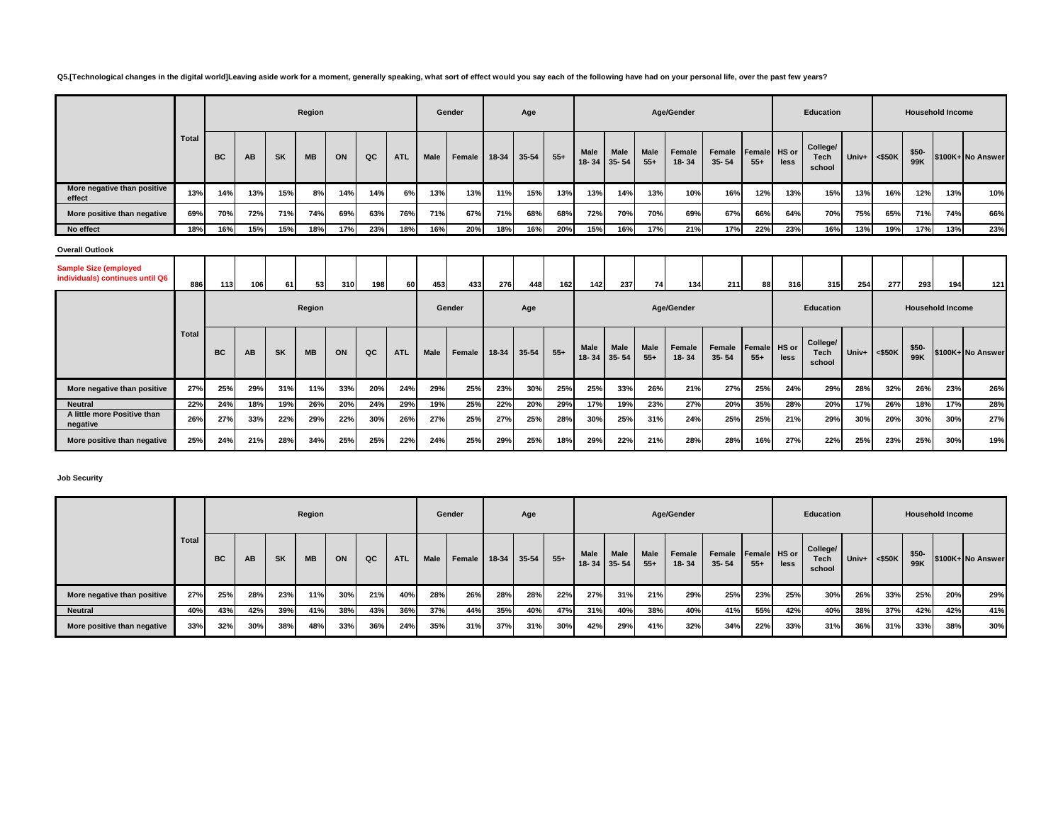**Q5.[Technological changes in the digital world]Leaving aside work for a moment, generally speaking, what sort of effect would you say each of the following have had on your personal life, over the past few years?**

| | Total | Region | | | | | | | Gender | | Age | | | Age/Gender | | | | | | Education | | | Household Income | | | |
|---|---|---|---|---|---|---|---|---|---|---|---|---|---|---|---|---|---|---|---|---|---|---|---|---|---|---|
| | | BC | AB | SK | MB | ON | QC | ATL | Male | Female | 18-34 | 35-54 | 55+ | Male 18- 34 | Male 35- 54 | Male 55+ | Female 18- 34 | Female 35- 54 | Female 55+ | HS or less | College/ Tech school | Univ+ | <$50K | $50-99K | $100K+ | No Answer |
| More negative than positive effect | 13% | 14% | 13% | 15% | 8% | 14% | 14% | 6% | 13% | 13% | 11% | 15% | 13% | 13% | 14% | 13% | 10% | 16% | 12% | 13% | 15% | 13% | 16% | 12% | 13% | 10% |
| More positive than negative | 69% | 70% | 72% | 71% | 74% | 69% | 63% | 76% | 71% | 67% | 71% | 68% | 68% | 72% | 70% | 70% | 69% | 67% | 66% | 64% | 70% | 75% | 65% | 71% | 74% | 66% |
| No effect | 18% | 16% | 15% | 15% | 18% | 17% | 23% | 18% | 16% | 20% | 18% | 16% | 20% | 15% | 16% | 17% | 21% | 17% | 22% | 23% | 16% | 13% | 19% | 17% | 13% | 23% |

**Overall Outlook**

| | Total | Region | | | | | | | Gender | | Age | | | Age/Gender | | | | | | Education | | | Household Income | | | |
|---|---|---|---|---|---|---|---|---|---|---|---|---|---|---|---|---|---|---|---|---|---|---|---|---|---|---|
| Sample Size (employed individuals) continues until Q6 | 886 | 113 | 106 | 61 | 53 | 310 | 198 | 60 | 453 | 433 | 276 | 448 | 162 | 142 | 237 | 74 | 134 | 211 | 88 | 316 | 315 | 254 | 277 | 293 | 194 | 121 |
| | | BC | AB | SK | MB | ON | QC | ATL | Male | Female | 18-34 | 35-54 | 55+ | Male 18- 34 | Male 35- 54 | Male 55+ | Female 18- 34 | Female 35- 54 | Female 55+ | HS or less | College/ Tech school | Univ+ | <$50K | $50-99K | $100K+ | No Answer |
| More negative than positive | 27% | 25% | 29% | 31% | 11% | 33% | 20% | 24% | 29% | 25% | 23% | 30% | 25% | 25% | 33% | 26% | 21% | 27% | 25% | 24% | 29% | 28% | 32% | 26% | 23% | 26% |
| Neutral | 22% | 24% | 18% | 19% | 26% | 20% | 24% | 29% | 19% | 25% | 22% | 20% | 29% | 17% | 19% | 23% | 27% | 20% | 35% | 28% | 20% | 17% | 26% | 18% | 17% | 28% |
| A little more Positive than negative | 26% | 27% | 33% | 22% | 29% | 22% | 30% | 26% | 27% | 25% | 27% | 25% | 28% | 30% | 25% | 31% | 24% | 25% | 25% | 21% | 29% | 30% | 20% | 30% | 30% | 27% |
| More positive than negative | 25% | 24% | 21% | 28% | 34% | 25% | 25% | 22% | 24% | 25% | 29% | 25% | 18% | 29% | 22% | 21% | 28% | 28% | 16% | 27% | 22% | 25% | 23% | 25% | 30% | 19% |

**Job Security**

| | Total | Region | | | | | | | Gender | | Age | | | Age/Gender | | | | | | Education | | | Household Income | | | |
|---|---|---|---|---|---|---|---|---|---|---|---|---|---|---|---|---|---|---|---|---|---|---|---|---|---|---|
| | | BC | AB | SK | MB | ON | QC | ATL | Male | Female | 18-34 | 35-54 | 55+ | Male 18- 34 | Male 35- 54 | Male 55+ | Female 18- 34 | Female 35- 54 | Female 55+ | HS or less | College/ Tech school | Univ+ | <$50K | $50-99K | $100K+ | No Answer |
| More negative than positive | 27% | 25% | 28% | 23% | 11% | 30% | 21% | 40% | 28% | 26% | 28% | 28% | 22% | 27% | 31% | 21% | 29% | 25% | 23% | 25% | 30% | 26% | 33% | 25% | 20% | 29% |
| Neutral | 40% | 43% | 42% | 39% | 41% | 38% | 43% | 36% | 37% | 44% | 35% | 40% | 47% | 31% | 40% | 38% | 40% | 41% | 55% | 42% | 40% | 38% | 37% | 42% | 42% | 41% |
| More positive than negative | 33% | 32% | 30% | 38% | 48% | 33% | 36% | 24% | 35% | 31% | 37% | 31% | 30% | 42% | 29% | 41% | 32% | 34% | 22% | 33% | 31% | 36% | 31% | 33% | 38% | 30% |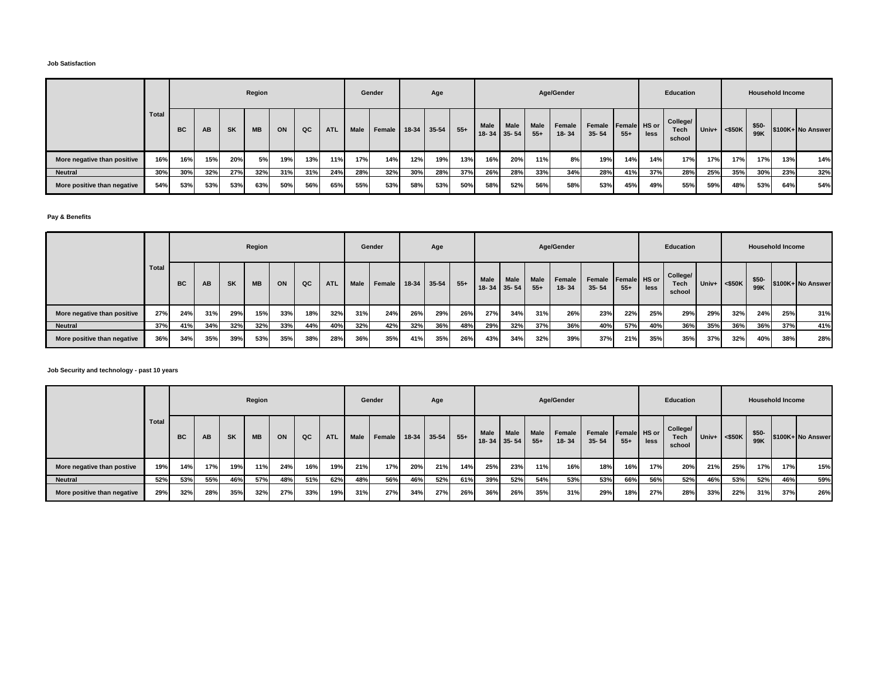#### Job Satisfaction

| | Total | Region | | | | | | | Gender | | Age | | | Age/Gender | | | | | | Education | | | Household Income | | | |
|---|---|---|---|---|---|---|---|---|---|---|---|---|---|---|---|---|---|---|---|---|---|---|---|---|---|---|
| | | BC | AB | SK | MB | ON | QC | ATL | Male | Female | 18-34 | 35-54 | 55+ | Male 18- 34 | Male 35- 54 | Male 55+ | Female 18- 34 | Female 35- 54 | Female 55+ | HS or less | College/ Tech school | Univ+ | <$50K | $50-99K | $100K+ | No Answer |
| More negative than positive | 16% | 16% | 15% | 20% | 5% | 19% | 13% | 11% | 17% | 14% | 12% | 19% | 13% | 16% | 20% | 11% | 8% | 19% | 14% | 14% | 17% | 17% | 17% | 17% | 13% | 14% |
| Neutral | 30% | 30% | 32% | 27% | 32% | 31% | 31% | 24% | 28% | 32% | 30% | 28% | 37% | 26% | 28% | 33% | 34% | 28% | 41% | 37% | 28% | 25% | 35% | 30% | 23% | 32% |
| More positive than negative | 54% | 53% | 53% | 53% | 63% | 50% | 56% | 65% | 55% | 53% | 58% | 53% | 50% | 58% | 52% | 56% | 58% | 53% | 45% | 49% | 55% | 59% | 48% | 53% | 64% | 54% |

#### Pay & Benefits

| | Total | Region | | | | | | | Gender | | Age | | | Age/Gender | | | | | | Education | | | Household Income | | | |
|---|---|---|---|---|---|---|---|---|---|---|---|---|---|---|---|---|---|---|---|---|---|---|---|---|---|---|
| | | BC | AB | SK | MB | ON | QC | ATL | Male | Female | 18-34 | 35-54 | 55+ | Male 18- 34 | Male 35- 54 | Male 55+ | Female 18- 34 | Female 35- 54 | Female 55+ | HS or less | College/ Tech school | Univ+ | <$50K | $50-99K | $100K+ | No Answer |
| More negative than positive | 27% | 24% | 31% | 29% | 15% | 33% | 18% | 32% | 31% | 24% | 26% | 29% | 26% | 27% | 34% | 31% | 26% | 23% | 22% | 25% | 29% | 29% | 32% | 24% | 25% | 31% |
| Neutral | 37% | 41% | 34% | 32% | 32% | 33% | 44% | 40% | 32% | 42% | 32% | 36% | 48% | 29% | 32% | 37% | 36% | 40% | 57% | 40% | 36% | 35% | 36% | 36% | 37% | 41% |
| More positive than negative | 36% | 34% | 35% | 39% | 53% | 35% | 38% | 28% | 36% | 35% | 41% | 35% | 26% | 43% | 34% | 32% | 39% | 37% | 21% | 35% | 35% | 37% | 32% | 40% | 38% | 28% |

#### Job Security and technology - past 10 years

| | Total | Region | | | | | | | Gender | | Age | | | Age/Gender | | | | | | Education | | | Household Income | | | |
|---|---|---|---|---|---|---|---|---|---|---|---|---|---|---|---|---|---|---|---|---|---|---|---|---|---|---|
| | | BC | AB | SK | MB | ON | QC | ATL | Male | Female | 18-34 | 35-54 | 55+ | Male 18- 34 | Male 35- 54 | Male 55+ | Female 18- 34 | Female 35- 54 | Female 55+ | HS or less | College/ Tech school | Univ+ | <$50K | $50-99K | $100K+ | No Answer |
| More negative than postive | 19% | 14% | 17% | 19% | 11% | 24% | 16% | 19% | 21% | 17% | 20% | 21% | 14% | 25% | 23% | 11% | 16% | 18% | 16% | 17% | 20% | 21% | 25% | 17% | 17% | 15% |
| Neutral | 52% | 53% | 55% | 46% | 57% | 48% | 51% | 62% | 48% | 56% | 46% | 52% | 61% | 39% | 52% | 54% | 53% | 53% | 66% | 56% | 52% | 46% | 53% | 52% | 46% | 59% |
| More positive than negative | 29% | 32% | 28% | 35% | 32% | 27% | 33% | 19% | 31% | 27% | 34% | 27% | 26% | 36% | 26% | 35% | 31% | 29% | 18% | 27% | 28% | 33% | 22% | 31% | 37% | 26% |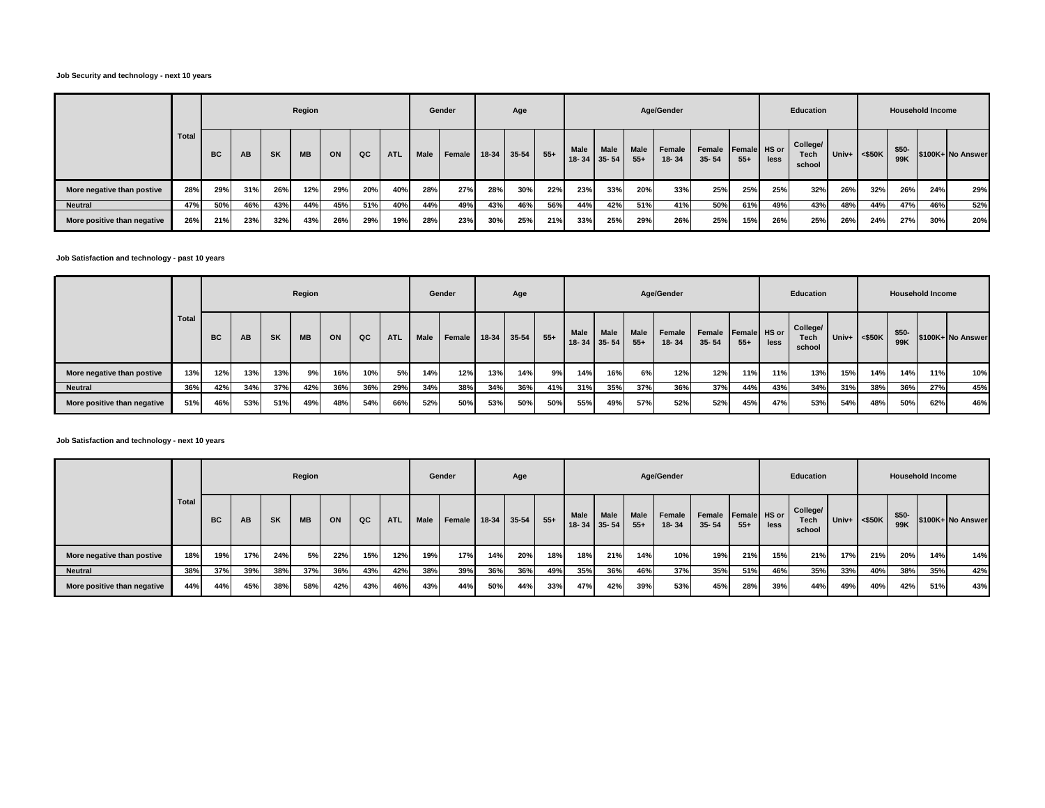**Job Security and technology - next 10 years**

| | Total | Region | | | | | | | Gender | | Age | | | Age/Gender | | | | | | Education | | | Household Income | | | |
|---|---|---|---|---|---|---|---|---|---|---|---|---|---|---|---|---|---|---|---|---|---|---|---|---|---|---|
| | | BC | AB | SK | MB | ON | QC | ATL | Male | Female | 18-34 | 35-54 | 55+ | Male 18- 34 | Male 35- 54 | Male 55+ | Female 18- 34 | Female 35- 54 | Female 55+ | HS or less | College/ Tech school | Univ+ | <$50K | $50-99K | $100K+ | No Answer |
| More negative than postive | 28% | 29% | 31% | 26% | 12% | 29% | 20% | 40% | 28% | 27% | 28% | 30% | 22% | 23% | 33% | 20% | 33% | 25% | 25% | 25% | 32% | 26% | 32% | 26% | 24% | 29% |
| Neutral | 47% | 50% | 46% | 43% | 44% | 45% | 51% | 40% | 44% | 49% | 43% | 46% | 56% | 44% | 42% | 51% | 41% | 50% | 61% | 49% | 43% | 48% | 44% | 47% | 46% | 52% |
| More positive than negative | 26% | 21% | 23% | 32% | 43% | 26% | 29% | 19% | 28% | 23% | 30% | 25% | 21% | 33% | 25% | 29% | 26% | 25% | 15% | 26% | 25% | 26% | 24% | 27% | 30% | 20% |

**Job Satisfaction and technology - past 10 years**

| | Total | Region | | | | | | | Gender | | Age | | | Age/Gender | | | | | | Education | | | Household Income | | | |
|---|---|---|---|---|---|---|---|---|---|---|---|---|---|---|---|---|---|---|---|---|---|---|---|---|---|---|
| | | BC | AB | SK | MB | ON | QC | ATL | Male | Female | 18-34 | 35-54 | 55+ | Male 18- 34 | Male 35- 54 | Male 55+ | Female 18- 34 | Female 35- 54 | Female 55+ | HS or less | College/ Tech school | Univ+ | <$50K | $50-99K | $100K+ | No Answer |
| More negative than postive | 13% | 12% | 13% | 13% | 9% | 16% | 10% | 5% | 14% | 12% | 13% | 14% | 9% | 14% | 16% | 6% | 12% | 12% | 11% | 11% | 13% | 15% | 14% | 14% | 11% | 10% |
| Neutral | 36% | 42% | 34% | 37% | 42% | 36% | 36% | 29% | 34% | 38% | 34% | 36% | 41% | 31% | 35% | 37% | 36% | 37% | 44% | 43% | 34% | 31% | 38% | 36% | 27% | 45% |
| More positive than negative | 51% | 46% | 53% | 51% | 49% | 48% | 54% | 66% | 52% | 50% | 53% | 50% | 50% | 55% | 49% | 57% | 52% | 52% | 45% | 47% | 53% | 54% | 48% | 50% | 62% | 46% |

**Job Satisfaction and technology - next 10 years**

| | Total | Region | | | | | | | Gender | | Age | | | Age/Gender | | | | | | Education | | | Household Income | | | |
|---|---|---|---|---|---|---|---|---|---|---|---|---|---|---|---|---|---|---|---|---|---|---|---|---|---|---|
| | | BC | AB | SK | MB | ON | QC | ATL | Male | Female | 18-34 | 35-54 | 55+ | Male 18- 34 | Male 35- 54 | Male 55+ | Female 18- 34 | Female 35- 54 | Female 55+ | HS or less | College/ Tech school | Univ+ | <$50K | $50-99K | $100K+ | No Answer |
| More negative than postive | 18% | 19% | 17% | 24% | 5% | 22% | 15% | 12% | 19% | 17% | 14% | 20% | 18% | 18% | 21% | 14% | 10% | 19% | 21% | 15% | 21% | 17% | 21% | 20% | 14% | 14% |
| Neutral | 38% | 37% | 39% | 38% | 37% | 36% | 43% | 42% | 38% | 39% | 36% | 36% | 49% | 35% | 36% | 46% | 37% | 35% | 51% | 46% | 35% | 33% | 40% | 38% | 35% | 42% |
| More positive than negative | 44% | 44% | 45% | 38% | 58% | 42% | 43% | 46% | 43% | 44% | 50% | 44% | 33% | 47% | 42% | 39% | 53% | 45% | 28% | 39% | 44% | 49% | 40% | 42% | 51% | 43% |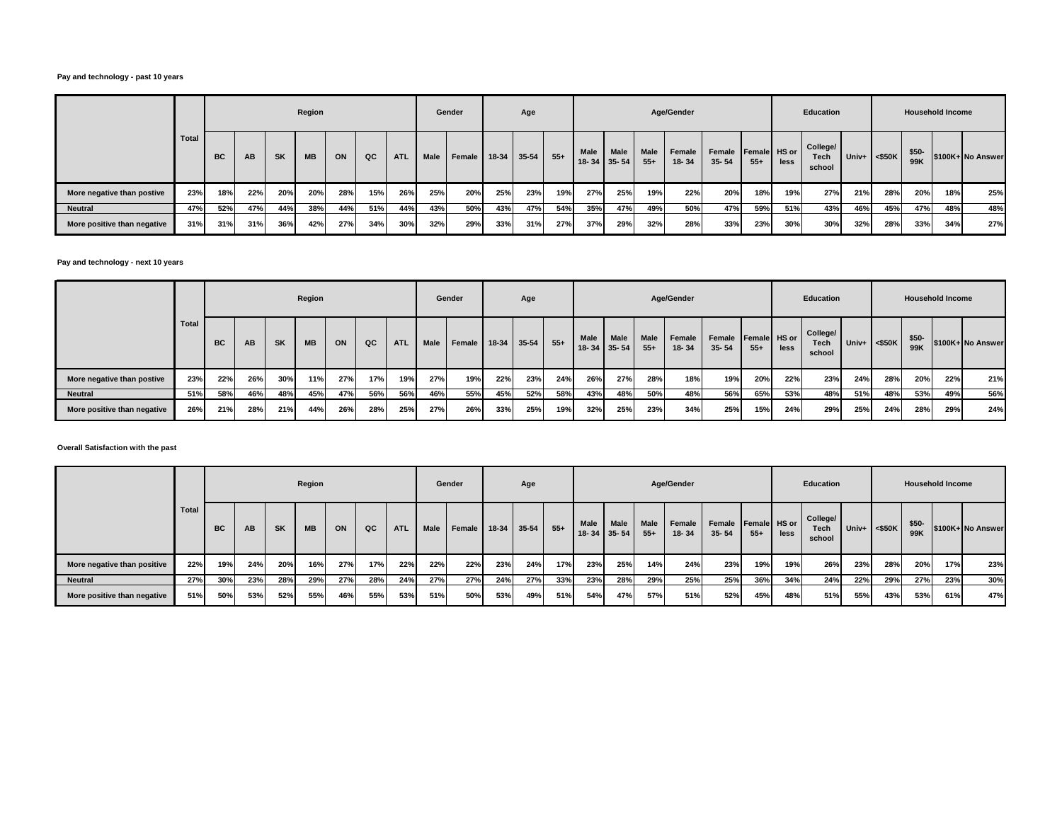**Pay and technology - past 10 years**

| | Total | Region | | | | | | | Gender | | Age | | | Age/Gender | | | | | | Education | | | Household Income | | | |
|---|---|---|---|---|---|---|---|---|---|---|---|---|---|---|---|---|---|---|---|---|---|---|---|---|---|---|
| | | BC | AB | SK | MB | ON | QC | ATL | Male | Female | 18-34 | 35-54 | 55+ | Male 18- 34 | Male 35- 54 | Male 55+ | Female 18- 34 | Female 35- 54 | Female 55+ | HS or less | College/ Tech school | Univ+ | <$50K | $50-99K | $100K+ | No Answer |
| More negative than postive | 23% | 18% | 22% | 20% | 20% | 28% | 15% | 26% | 25% | 20% | 25% | 23% | 19% | 27% | 25% | 19% | 22% | 20% | 18% | 19% | 27% | 21% | 28% | 20% | 18% | 25% |
| Neutral | 47% | 52% | 47% | 44% | 38% | 44% | 51% | 44% | 43% | 50% | 43% | 47% | 54% | 35% | 47% | 49% | 50% | 47% | 59% | 51% | 43% | 46% | 45% | 47% | 48% | 48% |
| More positive than negative | 31% | 31% | 31% | 36% | 42% | 27% | 34% | 30% | 32% | 29% | 33% | 31% | 27% | 37% | 29% | 32% | 28% | 33% | 23% | 30% | 30% | 32% | 28% | 33% | 34% | 27% |

**Pay and technology - next 10 years**

| | Total | Region | | | | | | | Gender | | Age | | | Age/Gender | | | | | | Education | | | Household Income | | | |
|---|---|---|---|---|---|---|---|---|---|---|---|---|---|---|---|---|---|---|---|---|---|---|---|---|---|---|
| | | BC | AB | SK | MB | ON | QC | ATL | Male | Female | 18-34 | 35-54 | 55+ | Male 18- 34 | Male 35- 54 | Male 55+ | Female 18- 34 | Female 35- 54 | Female 55+ | HS or less | College/ Tech school | Univ+ | <$50K | $50-99K | $100K+ | No Answer |
| More negative than postive | 23% | 22% | 26% | 30% | 11% | 27% | 17% | 19% | 27% | 19% | 22% | 23% | 24% | 26% | 27% | 28% | 18% | 19% | 20% | 22% | 23% | 24% | 28% | 20% | 22% | 21% |
| Neutral | 51% | 58% | 46% | 48% | 45% | 47% | 56% | 56% | 46% | 55% | 45% | 52% | 58% | 43% | 48% | 50% | 48% | 56% | 65% | 53% | 48% | 51% | 48% | 53% | 49% | 56% |
| More positive than negative | 26% | 21% | 28% | 21% | 44% | 26% | 28% | 25% | 27% | 26% | 33% | 25% | 19% | 32% | 25% | 23% | 34% | 25% | 15% | 24% | 29% | 25% | 24% | 28% | 29% | 24% |

**Overall Satisfaction with the past**

| | Total | Region | | | | | | | Gender | | Age | | | Age/Gender | | | | | | Education | | | Household Income | | | |
|---|---|---|---|---|---|---|---|---|---|---|---|---|---|---|---|---|---|---|---|---|---|---|---|---|---|---|
| | | BC | AB | SK | MB | ON | QC | ATL | Male | Female | 18-34 | 35-54 | 55+ | Male 18- 34 | Male 35- 54 | Male 55+ | Female 18- 34 | Female 35- 54 | Female 55+ | HS or less | College/ Tech school | Univ+ | <$50K | $50-99K | $100K+ | No Answer |
| More negative than positive | 22% | 19% | 24% | 20% | 16% | 27% | 17% | 22% | 22% | 22% | 23% | 24% | 17% | 23% | 25% | 14% | 24% | 23% | 19% | 19% | 26% | 23% | 28% | 20% | 17% | 23% |
| Neutral | 27% | 30% | 23% | 28% | 29% | 27% | 28% | 24% | 27% | 27% | 24% | 27% | 33% | 23% | 28% | 29% | 25% | 25% | 36% | 34% | 24% | 22% | 29% | 27% | 23% | 30% |
| More positive than negative | 51% | 50% | 53% | 52% | 55% | 46% | 55% | 53% | 51% | 50% | 53% | 49% | 51% | 54% | 47% | 57% | 51% | 52% | 45% | 48% | 51% | 55% | 43% | 53% | 61% | 47% |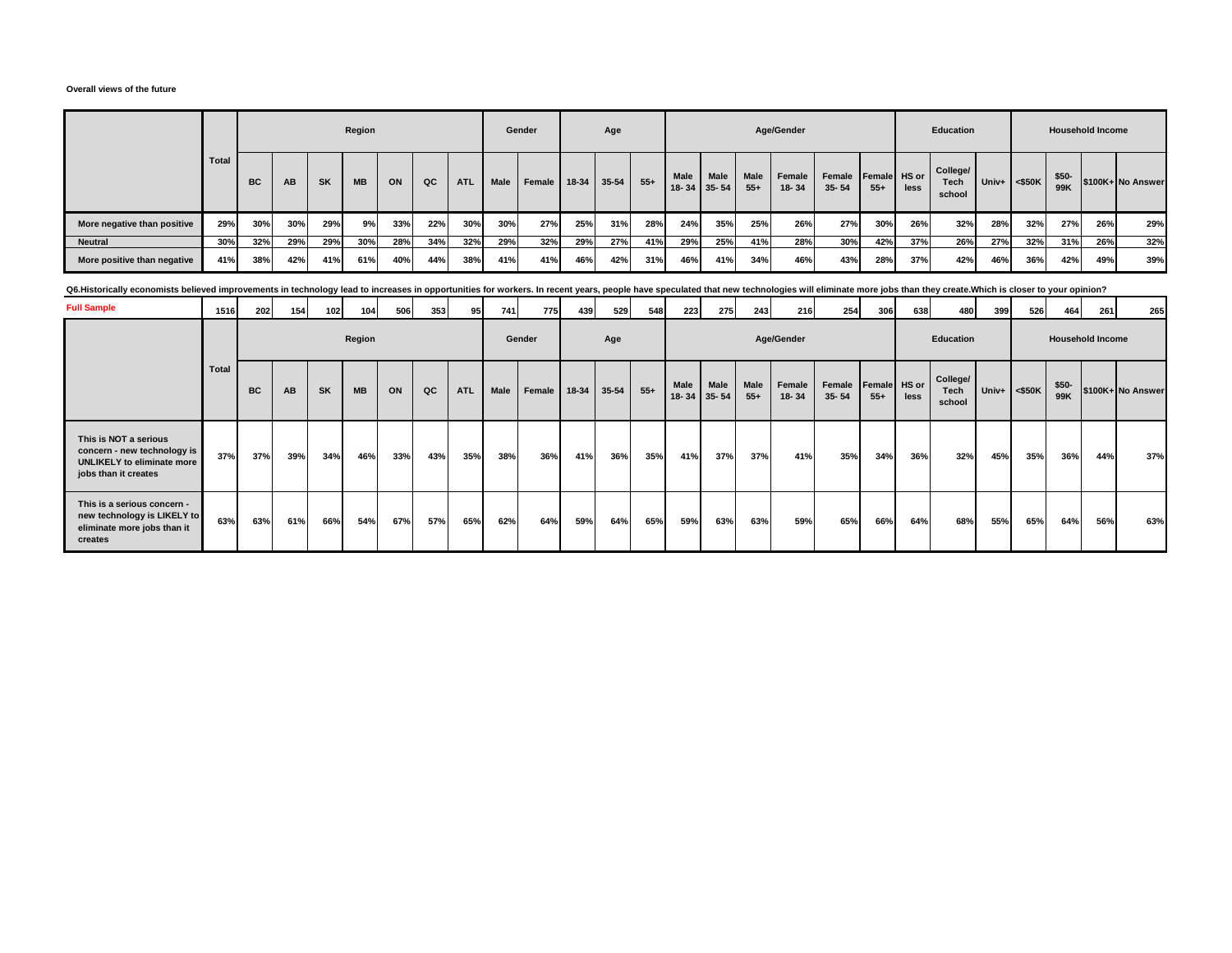**Overall views of the future**

| | Total | Region | | | | | | | Gender | | Age | | | Age/Gender | | | | | | Education | | | Household Income | | | |
|---|---|---|---|---|---|---|---|---|---|---|---|---|---|---|---|---|---|---|---|---|---|---|---|---|---|---|
| | | BC | AB | SK | MB | ON | QC | ATL | Male | Female | 18-34 | 35-54 | 55+ | Male 18- 34 | Male 35- 54 | Male 55+ | Female 18- 34 | Female 35- 54 | Female 55+ | HS or less | College/ Tech school | Univ+ | <$50K | $50-99K | $100K+ | No Answer |
| More negative than positive | 29% | 30% | 30% | 29% | 9% | 33% | 22% | 30% | 30% | 27% | 25% | 31% | 28% | 24% | 35% | 25% | 26% | 27% | 30% | 26% | 32% | 28% | 32% | 27% | 26% | 29% |
| Neutral | 30% | 32% | 29% | 29% | 30% | 28% | 34% | 32% | 29% | 32% | 29% | 27% | 41% | 29% | 25% | 41% | 28% | 30% | 42% | 37% | 26% | 27% | 32% | 31% | 26% | 32% |
| More positive than negative | 41% | 38% | 42% | 41% | 61% | 40% | 44% | 38% | 41% | 41% | 46% | 42% | 31% | 46% | 41% | 34% | 46% | 43% | 28% | 37% | 42% | 46% | 36% | 42% | 49% | 39% |

**Q6.Historically economists believed improvements in technology lead to increases in opportunities for workers. In recent years, people have speculated that new technologies will eliminate more jobs than they create.Which is closer to your opinion?**

| | Total | Region | | | | | | | Gender | | Age | | | Age/Gender | | | | | | Education | | | Household Income | | | |
|---|---|---|---|---|---|---|---|---|---|---|---|---|---|---|---|---|---|---|---|---|---|---|---|---|---|---|
| | | BC | AB | SK | MB | ON | QC | ATL | Male | Female | 18-34 | 35-54 | 55+ | Male 18- 34 | Male 35- 54 | Male 55+ | Female 18- 34 | Female 35- 54 | Female 55+ | HS or less | College/ Tech school | Univ+ | <$50K | $50-99K | $100K+ | No Answer |
| Full Sample | 1516 | 202 | 154 | 102 | 104 | 506 | 353 | 95 | 741 | 775 | 439 | 529 | 548 | 223 | 275 | 243 | 216 | 254 | 306 | 638 | 480 | 399 | 526 | 464 | 261 | 265 |
| This is NOT a serious concern - new technology is UNLIKELY to eliminate more jobs than it creates | 37% | 37% | 39% | 34% | 46% | 33% | 43% | 35% | 38% | 36% | 41% | 36% | 35% | 41% | 37% | 37% | 41% | 35% | 34% | 36% | 32% | 45% | 35% | 36% | 44% | 37% |
| This is a serious concern - new technology is LIKELY to eliminate more jobs than it creates | 63% | 63% | 61% | 66% | 54% | 67% | 57% | 65% | 62% | 64% | 59% | 64% | 65% | 59% | 63% | 63% | 59% | 65% | 66% | 64% | 68% | 55% | 65% | 64% | 56% | 63% |